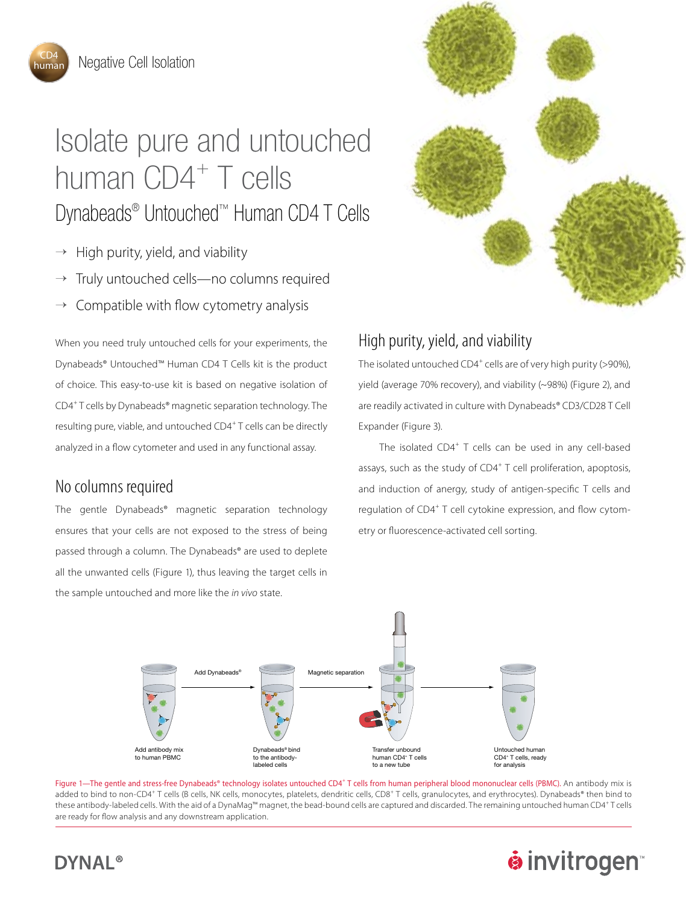CD4 human

Negative Cell Isolation

# Isolate pure and untouched human $CD4^+$ T cells

## Dynabeads® Untouched™ Human CD4 T Cells

→ High purity, yield, and viability

→ Truly untouched cells—no columns required

→ Compatible with flow cytometry analysis

When you need truly untouched cells for your experiments, the Dynabeads® Untouched™ Human CD4 T Cells kit is the product of choice. This easy-to-use kit is based on negative isolation of $CD4^+$ T cells by Dynabeads® magnetic separation technology. The resulting pure, viable, and untouched $CD4^+$ T cells can be directly analyzed in a flow cytometer and used in any functional assay.

## No columns required

The gentle Dynabeads® magnetic separation technology ensures that your cells are not exposed to the stress of being passed through a column. The Dynabeads® are used to deplete all the unwanted cells (Figure 1), thus leaving the target cells in the sample untouched and more like the *in vivo* state.

## High purity, yield, and viability

The isolated untouched $CD4^+$ cells are of very high purity (>90%), yield (average 70% recovery), and viability (~98%) (Figure 2), and are readily activated in culture with Dynabeads® CD3/CD28 T Cell Expander (Figure 3).

The isolated $CD4^+$ T cells can be used in any cell-based assays, such as the study of $CD4^+$ T cell proliferation, apoptosis, and induction of anergy, study of antigen-specific T cells and regulation of $CD4^+$ T cell cytokine expression, and flow cytometry or fluorescence-activated cell sorting.

Add antibody mix to human PBMC → Add Dynabeads® → Dynabeads® bind to the antibody-labeled cells → Magnetic separation → Transfer unbound human $CD4^+$ T cells to a new tube → Untouched human $CD4^+$ T cells, ready for analysis

Figure 1—The gentle and stress-free Dynabeads® technology isolates untouched $CD4^+$ T cells from human peripheral blood mononuclear cells (PBMC). An antibody mix is added to bind to non-$CD4^+$ T cells (B cells, NK cells, monocytes, platelets, dendritic cells, $CD8^+$ T cells, granulocytes, and erythrocytes). Dynabeads® then bind to these antibody-labeled cells. With the aid of a DynaMag™ magnet, the bead-bound cells are captured and discarded. The remaining untouched human $CD4^+$ T cells are ready for flow analysis and any downstream application.

DYNAL®

invitrogen™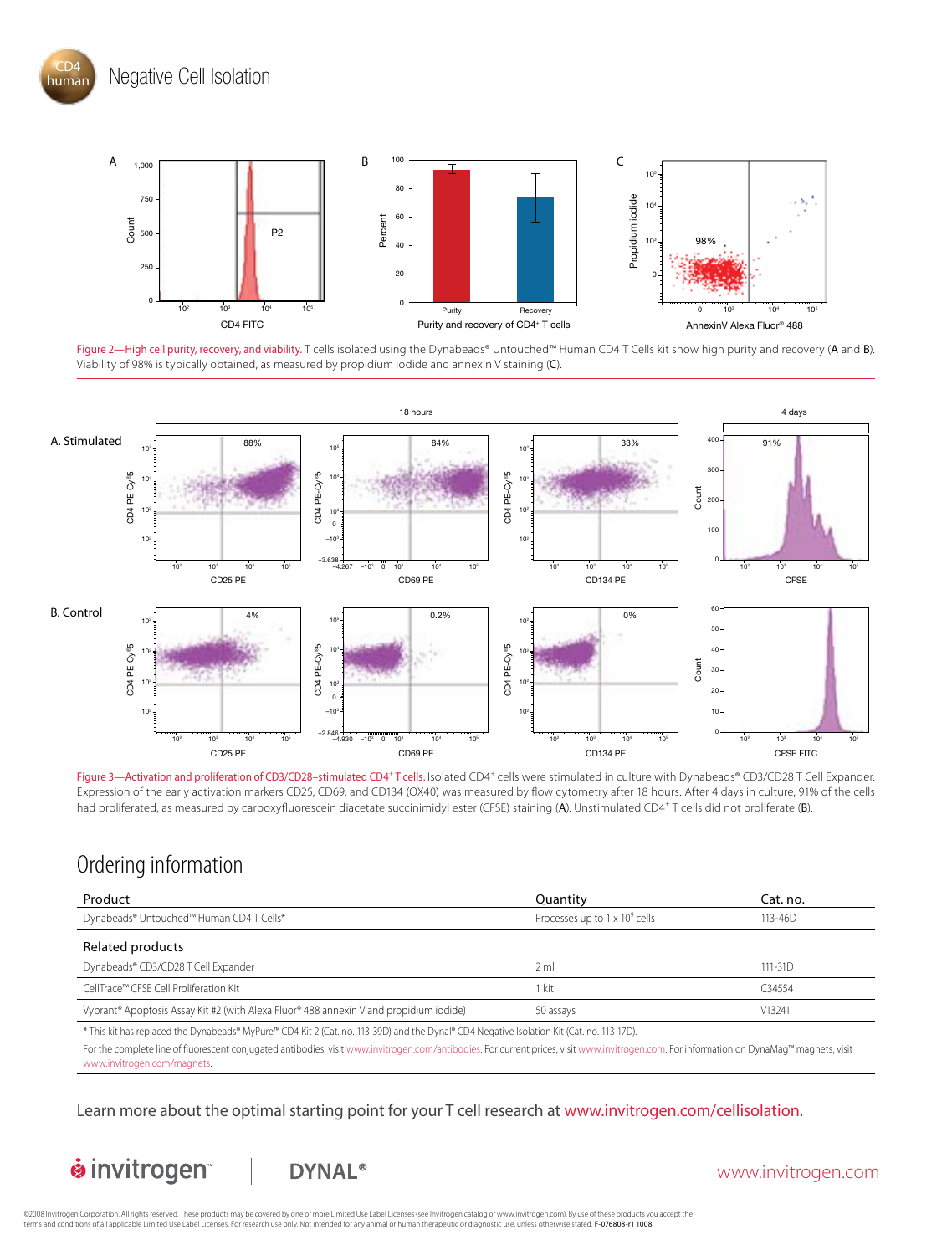# Negative Cell Isolation

A

1,000
750
500
250
0
Count
P2
$10^2$ $10^3$ $10^4$ $10^5$
CD4 FITC

B

100
80
60
40
20
0
Percent
Purity
Recovery
Purity and recovery of CD4+ T cells

C

$10^5$
$10^4$
$10^3$
0
Propidium iodide
98%
0 $10^3$ $10^4$ $10^5$
AnnexinV Alexa Fluor® 488

Figure 2—High cell purity, recovery, and viability. T cells isolated using the Dynabeads® Untouched™ Human CD4 T Cells kit show high purity and recovery (**A** and **B**). Viability of 98% is typically obtained, as measured by propidium iodide and annexin V staining (**C**).

18 hours

4 days

A. Stimulated

88%
CD4 PE-Cy®5
CD25 PE

84%
CD4 PE-Cy®5
CD69 PE

33%
CD4 PE-Cy®5
CD134 PE

91%
Count
400
300
200
100
0
CFSE

B. Control

4%
CD4 PE-Cy®5
CD25 PE

0.2%
CD4 PE-Cy®5
CD69 PE

0%
CD4 PE-Cy®5
CD134 PE

Count
60
50
40
30
20
10
0
CFSE FITC

Figure 3—Activation and proliferation of CD3/CD28–stimulated CD4+ T cells. Isolated CD4+ cells were stimulated in culture with Dynabeads® CD3/CD28 T Cell Expander. Expression of the early activation markers CD25, CD69, and CD134 (OX40) was measured by flow cytometry after 18 hours. After 4 days in culture, 91% of the cells had proliferated, as measured by carboxyfluorescein diacetate succinimidyl ester (CFSE) staining (**A**). Unstimulated CD4+ T cells did not proliferate (**B**).

## Ordering information

| Product | Quantity | Cat. no. |
|---|---|---|
| Dynabeads® Untouched™ Human CD4 T Cells* | Processes up to 1 x $10^9$ cells | 113-46D |
| **Related products** | | |
| Dynabeads® CD3/CD28 T Cell Expander | 2 ml | 111-31D |
| CellTrace™ CFSE Cell Proliferation Kit | 1 kit | C34554 |
| Vybrant® Apoptosis Assay Kit #2 (with Alexa Fluor® 488 annexin V and propidium iodide) | 50 assays | V13241 |

\* This kit has replaced the Dynabeads® MyPure™ CD4 Kit 2 (Cat. no. 113-39D) and the Dynal® CD4 Negative Isolation Kit (Cat. no. 113-17D).

For the complete line of fluorescent conjugated antibodies, visit www.invitrogen.com/antibodies. For current prices, visit www.invitrogen.com. For information on DynaMag™ magnets, visit www.invitrogen.com/magnets.

Learn more about the optimal starting point for your T cell research at www.invitrogen.com/cellisolation.

invitrogen™ | DYNAL® | www.invitrogen.com

©2008 Invitrogen Corporation. All rights reserved. These products may be covered by one or more Limited Use Label Licenses (see Invitrogen catalog or www.invitrogen.com). By use of these products you accept the terms and conditions of all applicable Limited Use Label Licenses. For research use only. Not intended for any animal or human therapeutic or diagnostic use, unless otherwise stated. F-076808-r1 1008